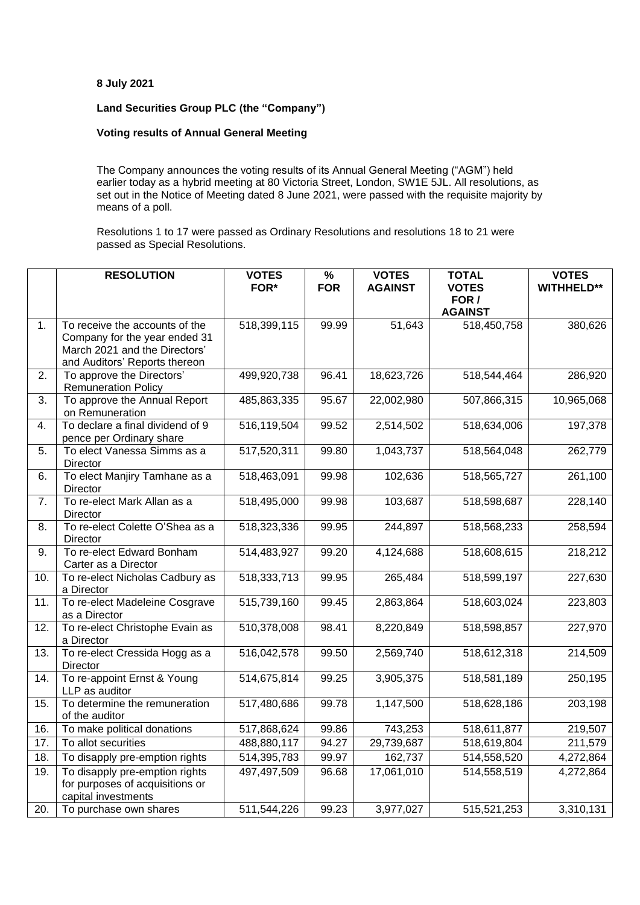**8 July 2021**

**Land Securities Group PLC (the "Company")**

**Voting results of Annual General Meeting**

The Company announces the voting results of its Annual General Meeting ("AGM") held earlier today as a hybrid meeting at 80 Victoria Street, London, SW1E 5JL. All resolutions, as set out in the Notice of Meeting dated 8 June 2021, were passed with the requisite majority by means of a poll.

Resolutions 1 to 17 were passed as Ordinary Resolutions and resolutions 18 to 21 were passed as Special Resolutions.

| | **RESOLUTION** | **VOTES FOR*** | **% FOR** | **VOTES AGAINST** | **TOTAL VOTES FOR / AGAINST** | **VOTES WITHHELD**** |
|---|---|---|---|---|---|---|
| 1. | To receive the accounts of the Company for the year ended 31 March 2021 and the Directors' and Auditors' Reports thereon | 518,399,115 | 99.99 | 51,643 | 518,450,758 | 380,626 |
| 2. | To approve the Directors' Remuneration Policy | 499,920,738 | 96.41 | 18,623,726 | 518,544,464 | 286,920 |
| 3. | To approve the Annual Report on Remuneration | 485,863,335 | 95.67 | 22,002,980 | 507,866,315 | 10,965,068 |
| 4. | To declare a final dividend of 9 pence per Ordinary share | 516,119,504 | 99.52 | 2,514,502 | 518,634,006 | 197,378 |
| 5. | To elect Vanessa Simms as a Director | 517,520,311 | 99.80 | 1,043,737 | 518,564,048 | 262,779 |
| 6. | To elect Manjiry Tamhane as a Director | 518,463,091 | 99.98 | 102,636 | 518,565,727 | 261,100 |
| 7. | To re-elect Mark Allan as a Director | 518,495,000 | 99.98 | 103,687 | 518,598,687 | 228,140 |
| 8. | To re-elect Colette O'Shea as a Director | 518,323,336 | 99.95 | 244,897 | 518,568,233 | 258,594 |
| 9. | To re-elect Edward Bonham Carter as a Director | 514,483,927 | 99.20 | 4,124,688 | 518,608,615 | 218,212 |
| 10. | To re-elect Nicholas Cadbury as a Director | 518,333,713 | 99.95 | 265,484 | 518,599,197 | 227,630 |
| 11. | To re-elect Madeleine Cosgrave as a Director | 515,739,160 | 99.45 | 2,863,864 | 518,603,024 | 223,803 |
| 12. | To re-elect Christophe Evain as a Director | 510,378,008 | 98.41 | 8,220,849 | 518,598,857 | 227,970 |
| 13. | To re-elect Cressida Hogg as a Director | 516,042,578 | 99.50 | 2,569,740 | 518,612,318 | 214,509 |
| 14. | To re-appoint Ernst & Young LLP as auditor | 514,675,814 | 99.25 | 3,905,375 | 518,581,189 | 250,195 |
| 15. | To determine the remuneration of the auditor | 517,480,686 | 99.78 | 1,147,500 | 518,628,186 | 203,198 |
| 16. | To make political donations | 517,868,624 | 99.86 | 743,253 | 518,611,877 | 219,507 |
| 17. | To allot securities | 488,880,117 | 94.27 | 29,739,687 | 518,619,804 | 211,579 |
| 18. | To disapply pre-emption rights | 514,395,783 | 99.97 | 162,737 | 514,558,520 | 4,272,864 |
| 19. | To disapply pre-emption rights for purposes of acquisitions or capital investments | 497,497,509 | 96.68 | 17,061,010 | 514,558,519 | 4,272,864 |
| 20. | To purchase own shares | 511,544,226 | 99.23 | 3,977,027 | 515,521,253 | 3,310,131 |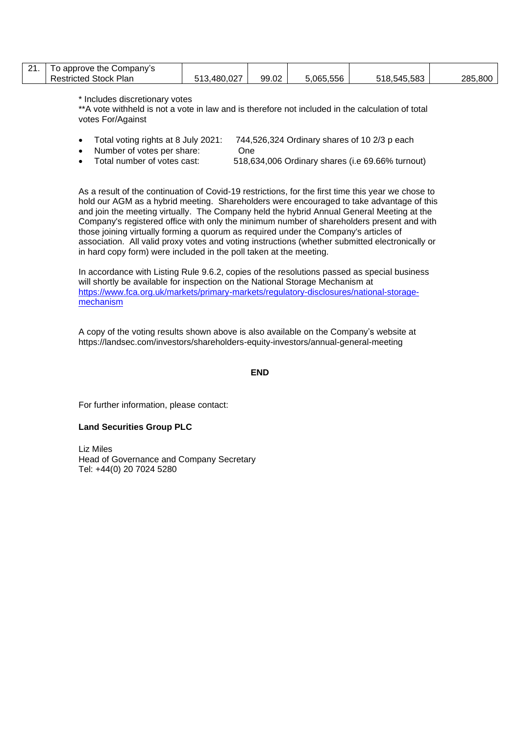| | | | | | | |
|---|---|---|---|---|---|---|
| 21. | To approve the Company's Restricted Stock Plan | 513,480,027 | 99.02 | 5,065,556 | 518,545,583 | 285,800 |

\* Includes discretionary votes

\*\*A vote withheld is not a vote in law and is therefore not included in the calculation of total votes For/Against

- Total voting rights at 8 July 2021: 744,526,324 Ordinary shares of 10 2/3 p each
- Number of votes per share: One
- Total number of votes cast: 518,634,006 Ordinary shares (i.e 69.66% turnout)

As a result of the continuation of Covid-19 restrictions, for the first time this year we chose to hold our AGM as a hybrid meeting. Shareholders were encouraged to take advantage of this and join the meeting virtually. The Company held the hybrid Annual General Meeting at the Company's registered office with only the minimum number of shareholders present and with those joining virtually forming a quorum as required under the Company's articles of association. All valid proxy votes and voting instructions (whether submitted electronically or in hard copy form) were included in the poll taken at the meeting.

In accordance with Listing Rule 9.6.2, copies of the resolutions passed as special business will shortly be available for inspection on the National Storage Mechanism at [https://www.fca.org.uk/markets/primary-markets/regulatory-disclosures/national-storage-mechanism](https://www.fca.org.uk/markets/primary-markets/regulatory-disclosures/national-storage-mechanism)

A copy of the voting results shown above is also available on the Company's website at https://landsec.com/investors/shareholders-equity-investors/annual-general-meeting

**END**

For further information, please contact:

**Land Securities Group PLC**

Liz Miles
Head of Governance and Company Secretary
Tel: +44(0) 20 7024 5280